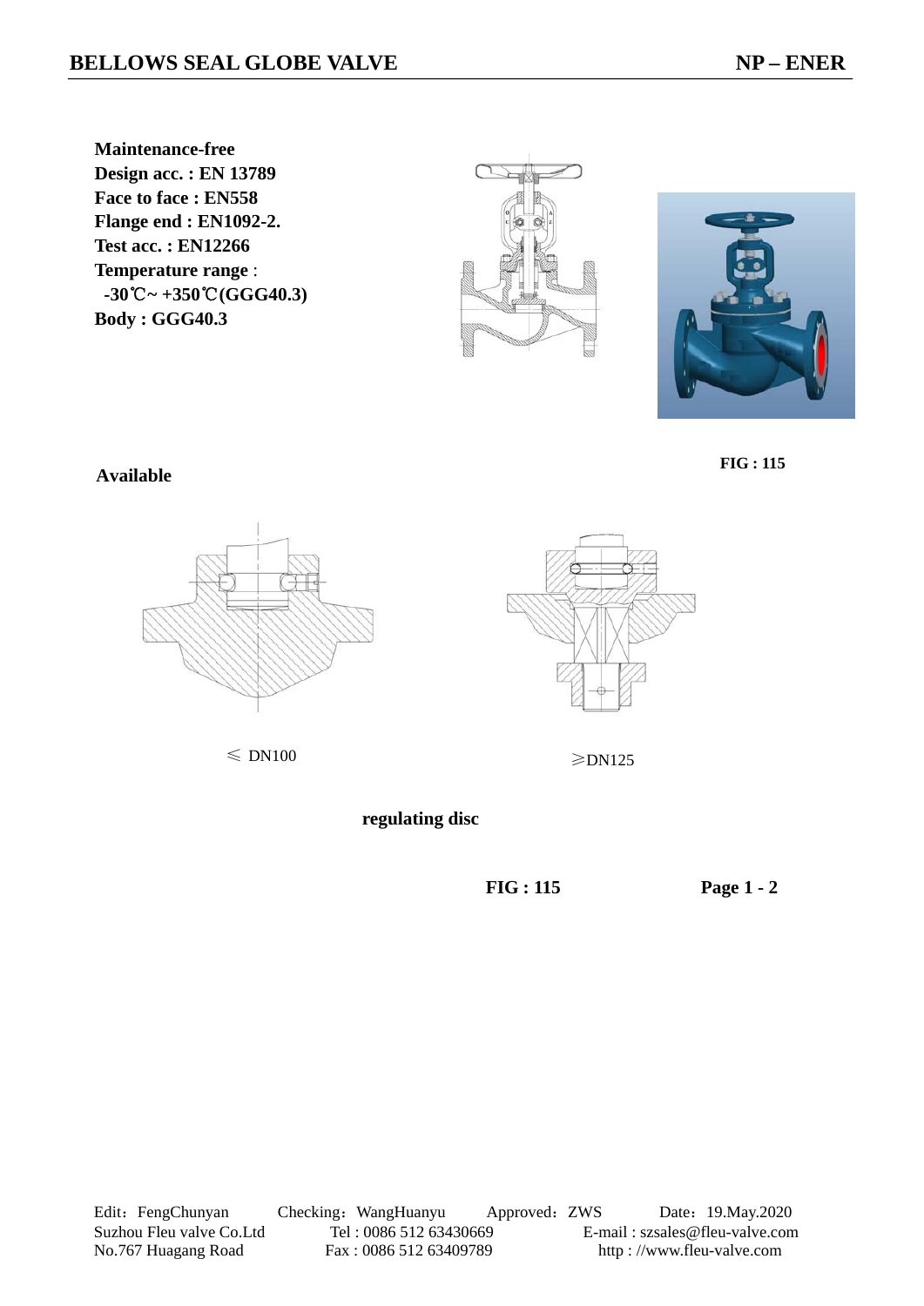# BELLOWS SEAL GLOBE VALVE

**NP – ENER**

**Maintenance-free**
**Design acc. : EN 13789**
**Face to face : EN558**
**Flange end : EN1092-2.**
**Test acc. : EN12266**
**Temperature range** :
**-30℃~ +350℃(GGG40.3)**
**Body : GGG40.3**

**FIG : 115**

**Available**

≤ DN100

≥DN125

**regulating disc**

**FIG : 115**

Edit：FengChunyan Checking：WangHuanyu Approved：ZWS Date：19.May.2020
Suzhou Fleu valve Co.Ltd Tel : 0086 512 63430669 E-mail : szsales@fleu-valve.com
No.767 Huagang Road Fax : 0086 512 63409789 http : //www.fleu-valve.com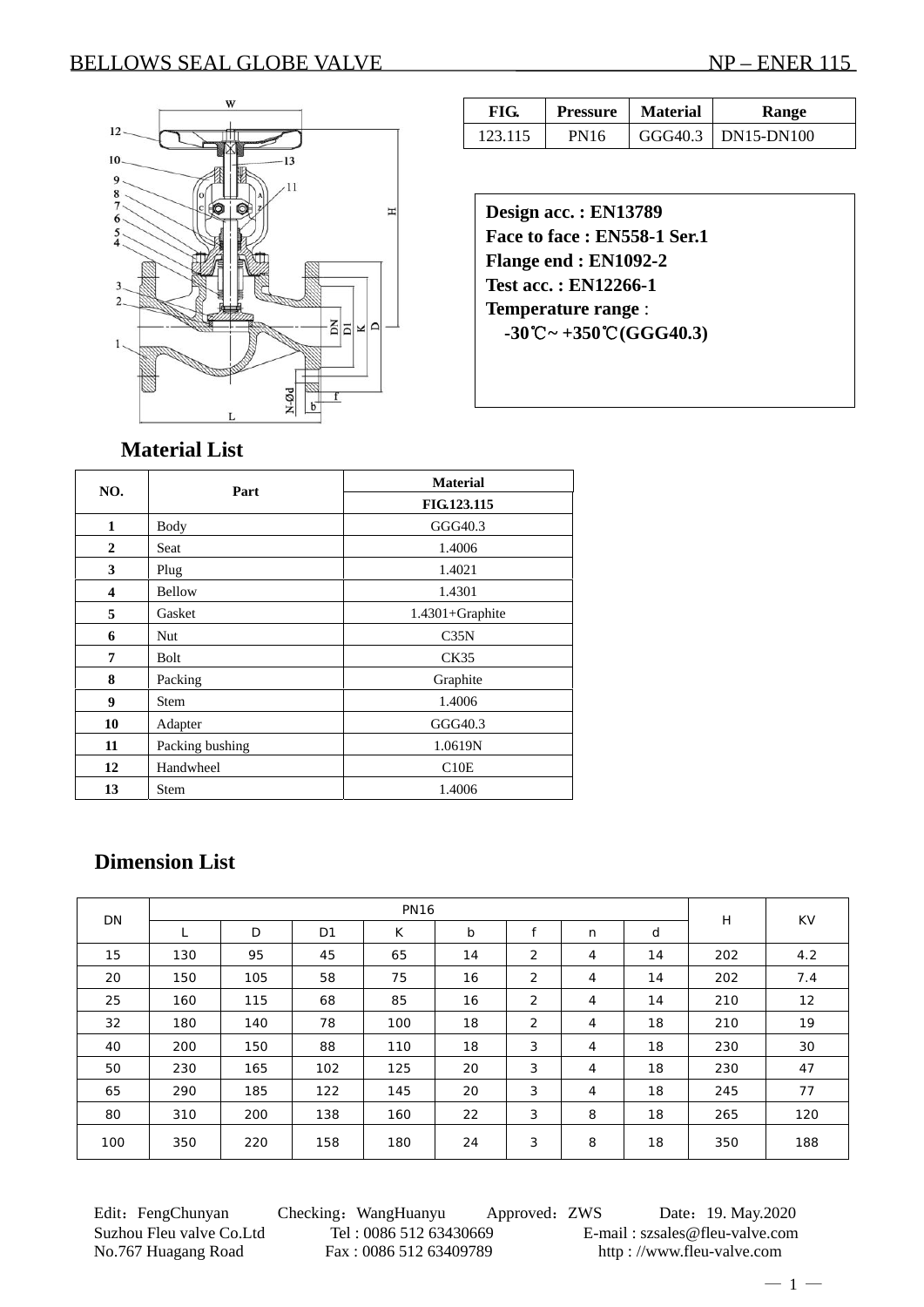BELLOWS SEAL GLOBE VALVE NP – ENER 115

| FIG. | Pressure | Material | Range |
|---|---|---|---|
| 123.115 | PN16 | GGG40.3 | DN15-DN100 |

**Design acc. : EN13789**
**Face to face : EN558-1 Ser.1**
**Flange end : EN1092-2**
**Test acc. : EN12266-1**
**Temperature range** :
**-30℃~ +350℃(GGG40.3)**

## Material List

| NO. | Part | Material |
|---|---|---|
| | | FIG.123.115 |
| 1 | Body | GGG40.3 |
| 2 | Seat | 1.4006 |
| 3 | Plug | 1.4021 |
| 4 | Bellow | 1.4301 |
| 5 | Gasket | 1.4301+Graphite |
| 6 | Nut | C35N |
| 7 | Bolt | CK35 |
| 8 | Packing | Graphite |
| 9 | Stem | 1.4006 |
| 10 | Adapter | GGG40.3 |
| 11 | Packing bushing | 1.0619N |
| 12 | Handwheel | C10E |
| 13 | Stem | 1.4006 |

## Dimension List

| DN | PN16 | | | | | | | | H | KV |
|---|---|---|---|---|---|---|---|---|---|---|
| | L | D | D1 | K | b | f | n | d | | |
| 15 | 130 | 95 | 45 | 65 | 14 | 2 | 4 | 14 | 202 | 4.2 |
| 20 | 150 | 105 | 58 | 75 | 16 | 2 | 4 | 14 | 202 | 7.4 |
| 25 | 160 | 115 | 68 | 85 | 16 | 2 | 4 | 14 | 210 | 12 |
| 32 | 180 | 140 | 78 | 100 | 18 | 2 | 4 | 18 | 210 | 19 |
| 40 | 200 | 150 | 88 | 110 | 18 | 3 | 4 | 18 | 230 | 30 |
| 50 | 230 | 165 | 102 | 125 | 20 | 3 | 4 | 18 | 230 | 47 |
| 65 | 290 | 185 | 122 | 145 | 20 | 3 | 4 | 18 | 245 | 77 |
| 80 | 310 | 200 | 138 | 160 | 22 | 3 | 8 | 18 | 265 | 120 |
| 100 | 350 | 220 | 158 | 180 | 24 | 3 | 8 | 18 | 350 | 188 |

Edit：FengChunyan Checking：WangHuanyu Approved：ZWS Date：19. May.2020
Suzhou Fleu valve Co.Ltd Tel : 0086 512 63430669 E-mail : szsales@fleu-valve.com
No.767 Huagang Road Fax : 0086 512 63409789 http : //www.fleu-valve.com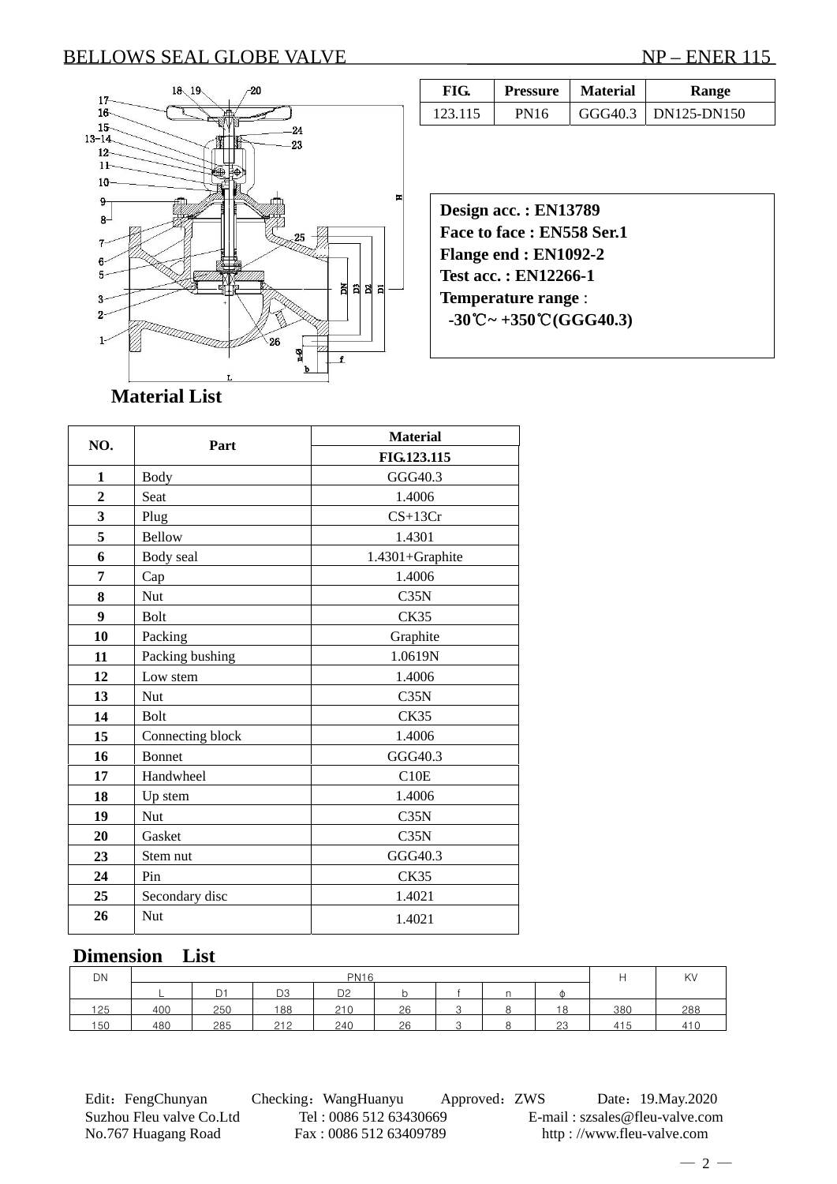# BELLOWS SEAL GLOBE VALVE NP – ENER 115

| FIG. | Pressure | Material | Range |
|---|---|---|---|
| 123.115 | PN16 | GGG40.3 | DN125-DN150 |

**Design acc. : EN13789**
**Face to face : EN558 Ser.1**
**Flange end : EN1092-2**
**Test acc. : EN12266-1**
**Temperature range** :
**-30℃~ +350℃(GGG40.3)**

## Material List

| NO. | Part | Material |
|---|---|---|
| | | FIG.123.115 |
| 1 | Body | GGG40.3 |
| 2 | Seat | 1.4006 |
| 3 | Plug | CS+13Cr |
| 5 | Bellow | 1.4301 |
| 6 | Body seal | 1.4301+Graphite |
| 7 | Cap | 1.4006 |
| 8 | Nut | C35N |
| 9 | Bolt | CK35 |
| 10 | Packing | Graphite |
| 11 | Packing bushing | 1.0619N |
| 12 | Low stem | 1.4006 |
| 13 | Nut | C35N |
| 14 | Bolt | CK35 |
| 15 | Connecting block | 1.4006 |
| 16 | Bonnet | GGG40.3 |
| 17 | Handwheel | C10E |
| 18 | Up stem | 1.4006 |
| 19 | Nut | C35N |
| 20 | Gasket | C35N |
| 23 | Stem nut | GGG40.3 |
| 24 | Pin | CK35 |
| 25 | Secondary disc | 1.4021 |
| 26 | Nut | 1.4021 |

## Dimension List

| DN | PN16 | | | | | | | | H | KV |
|---|---|---|---|---|---|---|---|---|---|---|
| | L | D1 | D3 | D2 | b | f | n | ϕ | | |
| 125 | 400 | 250 | 188 | 210 | 26 | 3 | 8 | 18 | 380 | 288 |
| 150 | 480 | 285 | 212 | 240 | 26 | 3 | 8 | 23 | 415 | 410 |

Edit：FengChunyan Checking：WangHuanyu Approved：ZWS Date：19.May.2020
Suzhou Fleu valve Co.Ltd Tel : 0086 512 63430669 E-mail : szsales@fleu-valve.com
No.767 Huagang Road Fax : 0086 512 63409789 http : //www.fleu-valve.com